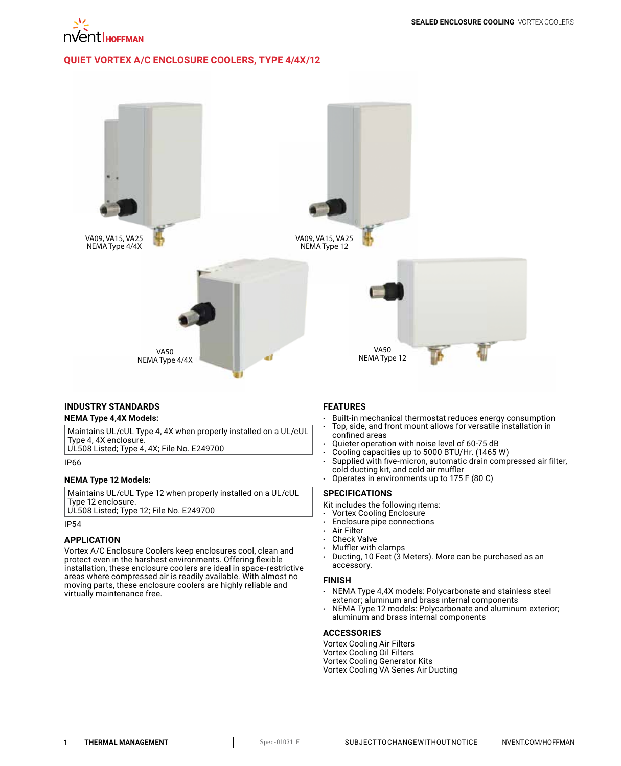## QUIET VORTEX A/C ENCLOSURE COOLERS, TYPE 4/4X/12

VA09, VA15, VA25
NEMA Type 4/4X

VA09, VA15, VA25
NEMA Type 12

VA50
NEMA Type 4/4X

VA50
NEMA Type 12

### INDUSTRY STANDARDS

**NEMA Type 4,4X Models:**

Maintains UL/cUL Type 4, 4X when properly installed on a UL/cUL Type 4, 4X enclosure.
UL508 Listed; Type 4, 4X; File No. E249700

IP66

**NEMA Type 12 Models:**

Maintains UL/cUL Type 12 when properly installed on a UL/cUL Type 12 enclosure.
UL508 Listed; Type 12; File No. E249700

IP54

### APPLICATION

Vortex A/C Enclosure Coolers keep enclosures cool, clean and protect even in the harshest environments. Offering flexible installation, these enclosure coolers are ideal in space-restrictive areas where compressed air is readily available. With almost no moving parts, these enclosure coolers are highly reliable and virtually maintenance free.

### FEATURES

- Built-in mechanical thermostat reduces energy consumption
- Top, side, and front mount allows for versatile installation in confined areas
- Quieter operation with noise level of 60-75 dB
- Cooling capacities up to 5000 BTU/Hr. (1465 W)
- Supplied with five-micron, automatic drain compressed air filter, cold ducting kit, and cold air muffler
- Operates in environments up to 175 F (80 C)

### SPECIFICATIONS

Kit includes the following items:

- Vortex Cooling Enclosure
- Enclosure pipe connections
- Air Filter
- Check Valve
- Muffler with clamps
- Ducting, 10 Feet (3 Meters). More can be purchased as an accessory.

### FINISH

- NEMA Type 4,4X models: Polycarbonate and stainless steel exterior; aluminum and brass internal components
- NEMA Type 12 models: Polycarbonate and aluminum exterior; aluminum and brass internal components

### ACCESSORIES

Vortex Cooling Air Filters
Vortex Cooling Oil Filters
Vortex Cooling Generator Kits
Vortex Cooling VA Series Air Ducting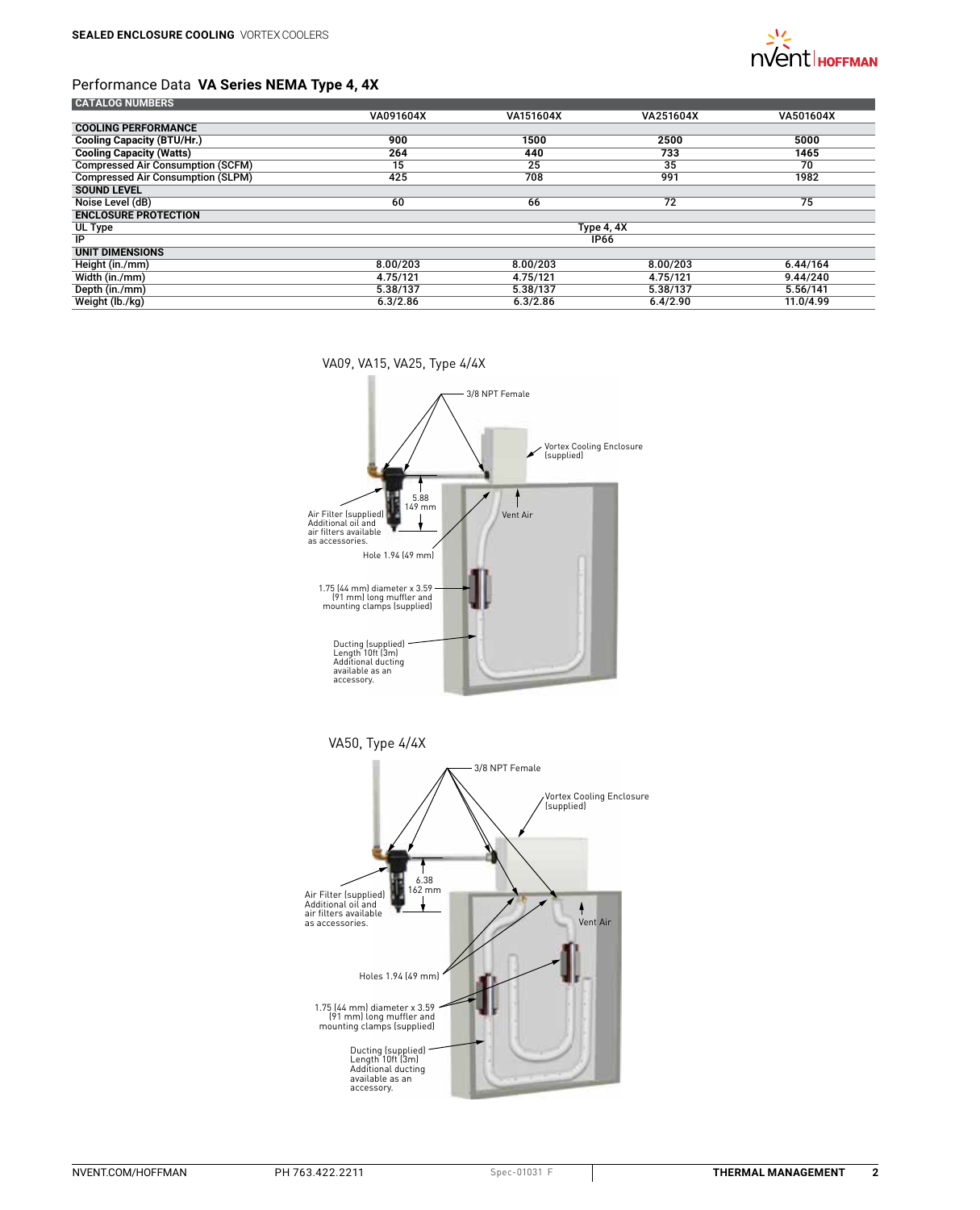## Performance Data VA Series NEMA Type 4, 4X

| CATALOG NUMBERS | VA091604X | VA151604X | VA251604X | VA501604X |
|---|---|---|---|---|
| **COOLING PERFORMANCE** | | | | |
| Cooling Capacity (BTU/Hr.) | 900 | 1500 | 2500 | 5000 |
| Cooling Capacity (Watts) | 264 | 440 | 733 | 1465 |
| Compressed Air Consumption (SCFM) | 15 | 25 | 35 | 70 |
| Compressed Air Consumption (SLPM) | 425 | 708 | 991 | 1982 |
| **SOUND LEVEL** | | | | |
| Noise Level (dB) | 60 | 66 | 72 | 75 |
| **ENCLOSURE PROTECTION** | | | | |
| UL Type | Type 4, 4X | | | |
| IP | IP66 | | | |
| **UNIT DIMENSIONS** | | | | |
| Height (in./mm) | 8.00/203 | 8.00/203 | 8.00/203 | 6.44/164 |
| Width (in./mm) | 4.75/121 | 4.75/121 | 4.75/121 | 9.44/240 |
| Depth (in./mm) | 5.38/137 | 5.38/137 | 5.38/137 | 5.56/141 |
| Weight (lb./kg) | 6.3/2.86 | 6.3/2.86 | 6.4/2.90 | 11.0/4.99 |

VA09, VA15, VA25, Type 4/4X

3/8 NPT Female

Vortex Cooling Enclosure (supplied)

5.88 149 mm

Air Filter (supplied) Additional oil and air filters available as accessories.

Vent Air

Hole 1.94 (49 mm)

1.75 (44 mm) diameter x 3.59 (91 mm) long muffler and mounting clamps (supplied)

Ducting (supplied) Length 10ft (3m) Additional ducting available as an accessory.

VA50, Type 4/4X

3/8 NPT Female

Vortex Cooling Enclosure (supplied)

6.38 162 mm

Air Filter (supplied) Additional oil and air filters available as accessories.

Vent Air

Holes 1.94 (49 mm)

1.75 (44 mm) diameter x 3.59 (91 mm) long muffler and mounting clamps (supplied)

Ducting (supplied) Length 10ft (3m) Additional ducting available as an accessory.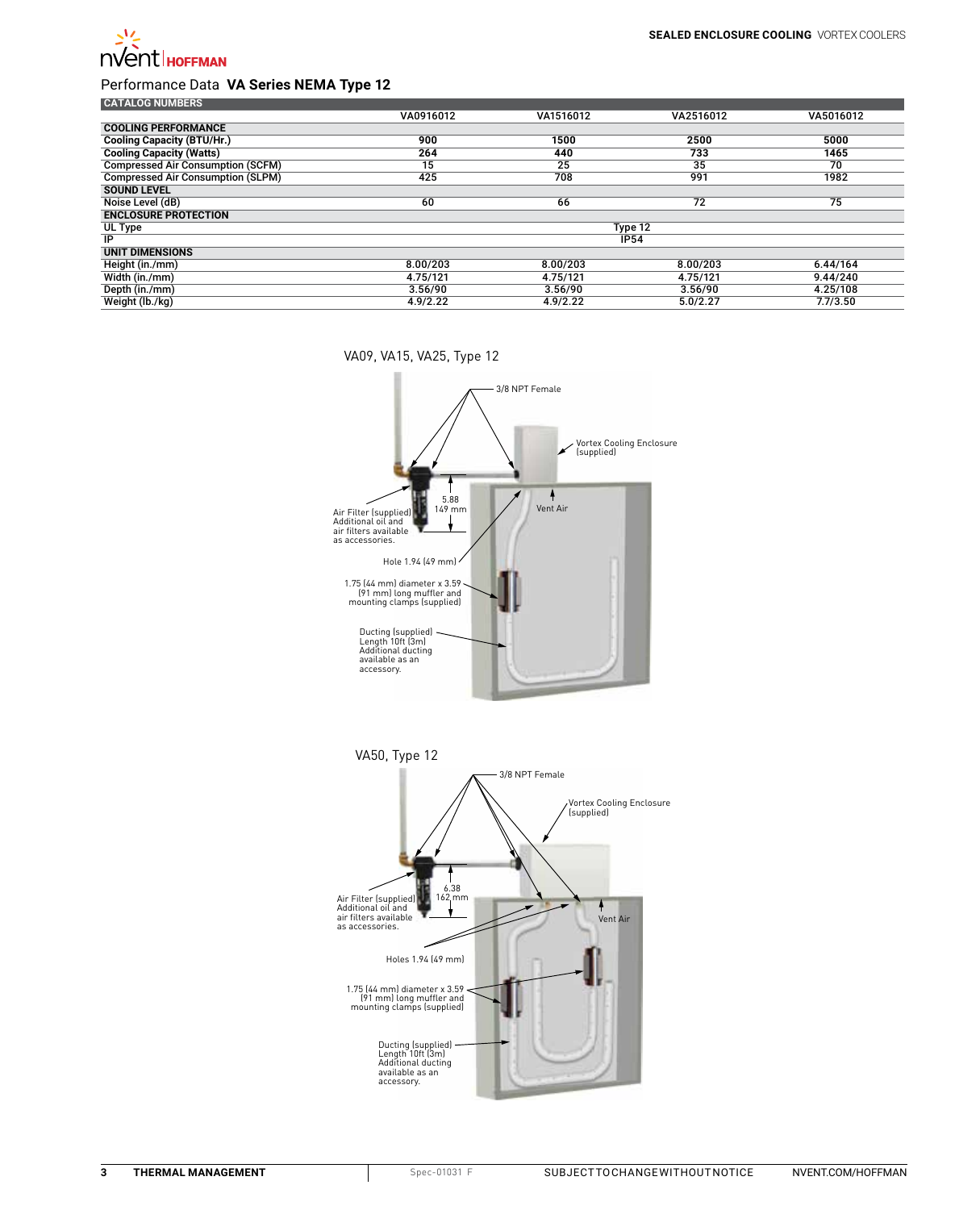SEALED ENCLOSURE COOLING VORTEX COOLERS

## Performance Data **VA Series NEMA Type 12**

| CATALOG NUMBERS | VA0916012 | VA1516012 | VA2516012 | VA5016012 |
|---|---|---|---|---|
| **COOLING PERFORMANCE** | | | | |
| Cooling Capacity (BTU/Hr.) | 900 | 1500 | 2500 | 5000 |
| Cooling Capacity (Watts) | 264 | 440 | 733 | 1465 |
| Compressed Air Consumption (SCFM) | 15 | 25 | 35 | 70 |
| Compressed Air Consumption (SLPM) | 425 | 708 | 991 | 1982 |
| **SOUND LEVEL** | | | | |
| Noise Level (dB) | 60 | 66 | 72 | 75 |
| **ENCLOSURE PROTECTION** | | | | |
| UL Type | Type 12 | | | |
| IP | IP54 | | | |
| **UNIT DIMENSIONS** | | | | |
| Height (in./mm) | 8.00/203 | 8.00/203 | 8.00/203 | 6.44/164 |
| Width (in./mm) | 4.75/121 | 4.75/121 | 4.75/121 | 9.44/240 |
| Depth (in./mm) | 3.56/90 | 3.56/90 | 3.56/90 | 4.25/108 |
| Weight (lb./kg) | 4.9/2.22 | 4.9/2.22 | 5.0/2.27 | 7.7/3.50 |

VA09, VA15, VA25, Type 12

3/8 NPT Female

Vortex Cooling Enclosure (supplied)

5.88 149 mm

Vent Air

Air Filter (supplied) Additional oil and air filters available as accessories.

Hole 1.94 (49 mm)

1.75 (44 mm) diameter x 3.59 (91 mm) long muffler and mounting clamps (supplied)

Ducting (supplied) Length 10ft (3m) Additional ducting available as an accessory.

VA50, Type 12

3/8 NPT Female

Vortex Cooling Enclosure (supplied)

6.38 162 mm

Air Filter (supplied) Additional oil and air filters available as accessories.

Vent Air

Holes 1.94 (49 mm)

1.75 (44 mm) diameter x 3.59 (91 mm) long muffler and mounting clamps (supplied)

Ducting (supplied) Length 10ft (3m) Additional ducting available as an accessory.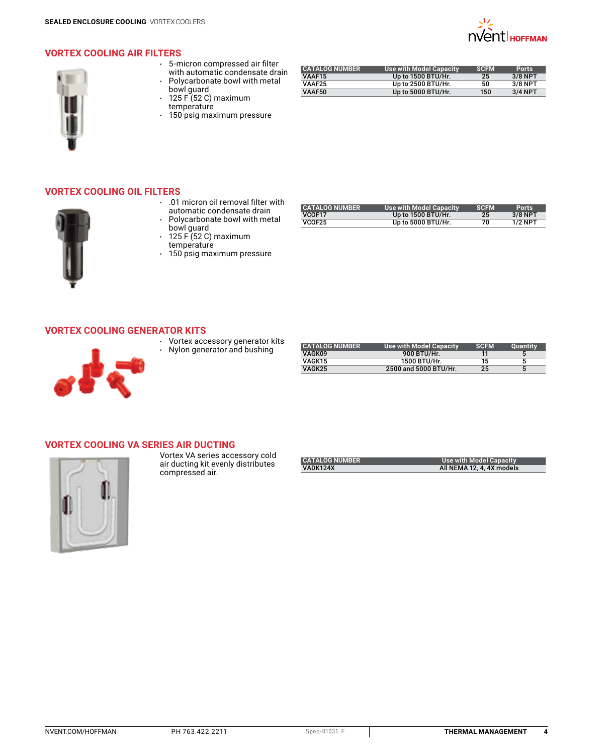## VORTEX COOLING AIR FILTERS

- 5-micron compressed air filter with automatic condensate drain
- Polycarbonate bowl with metal bowl guard
- 125 F (52 C) maximum temperature
- 150 psig maximum pressure

| CATALOG NUMBER | Use with Model Capacity | SCFM | Ports |
|---|---|---|---|
| VAAF15 | Up to 1500 BTU/Hr. | 25 | 3/8 NPT |
| VAAF25 | Up to 2500 BTU/Hr. | 50 | 3/8 NPT |
| VAAF50 | Up to 5000 BTU/Hr. | 150 | 3/4 NPT |

## VORTEX COOLING OIL FILTERS

- .01 micron oil removal filter with automatic condensate drain
- Polycarbonate bowl with metal bowl guard
- 125 F (52 C) maximum temperature
- 150 psig maximum pressure

| CATALOG NUMBER | Use with Model Capacity | SCFM | Ports |
|---|---|---|---|
| VCOF17 | Up to 1500 BTU/Hr. | 25 | 3/8 NPT |
| VCOF25 | Up to 5000 BTU/Hr. | 70 | 1/2 NPT |

## VORTEX COOLING GENERATOR KITS

- Vortex accessory generator kits
- Nylon generator and bushing

| CATALOG NUMBER | Use with Model Capacity | SCFM | Quantity |
|---|---|---|---|
| VAGK09 | 900 BTU/Hr. | 11 | 5 |
| VAGK15 | 1500 BTU/Hr. | 15 | 5 |
| VAGK25 | 2500 and 5000 BTU/Hr. | 25 | 5 |

## VORTEX COOLING VA SERIES AIR DUCTING

Vortex VA series accessory cold air ducting kit evenly distributes compressed air.

| CATALOG NUMBER | Use with Model Capacity |
|---|---|
| VADK124X | All NEMA 12, 4, 4X models |